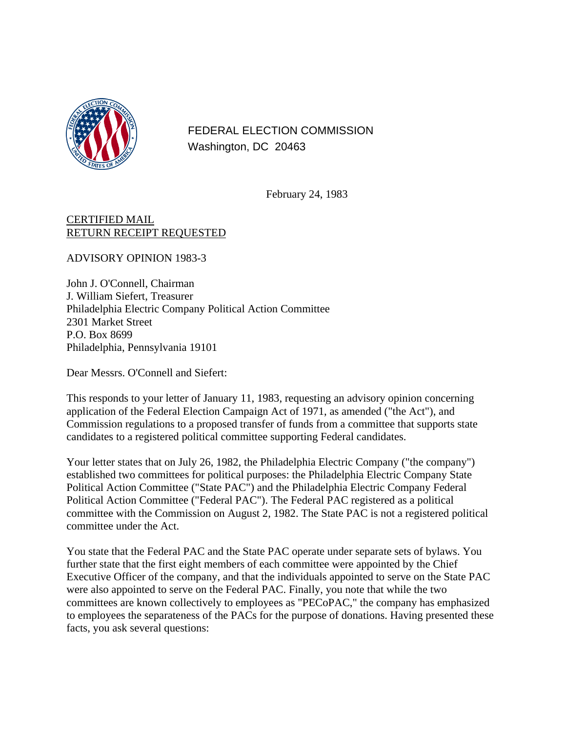FEDERAL ELECTION COMMISSION
Washington, DC 20463

February 24, 1983

CERTIFIED MAIL
RETURN RECEIPT REQUESTED

ADVISORY OPINION 1983-3

John J. O'Connell, Chairman
J. William Siefert, Treasurer
Philadelphia Electric Company Political Action Committee
2301 Market Street
P.O. Box 8699
Philadelphia, Pennsylvania 19101

Dear Messrs. O'Connell and Siefert:

This responds to your letter of January 11, 1983, requesting an advisory opinion concerning application of the Federal Election Campaign Act of 1971, as amended ("the Act"), and Commission regulations to a proposed transfer of funds from a committee that supports state candidates to a registered political committee supporting Federal candidates.

Your letter states that on July 26, 1982, the Philadelphia Electric Company ("the company") established two committees for political purposes: the Philadelphia Electric Company State Political Action Committee ("State PAC") and the Philadelphia Electric Company Federal Political Action Committee ("Federal PAC"). The Federal PAC registered as a political committee with the Commission on August 2, 1982. The State PAC is not a registered political committee under the Act.

You state that the Federal PAC and the State PAC operate under separate sets of bylaws. You further state that the first eight members of each committee were appointed by the Chief Executive Officer of the company, and that the individuals appointed to serve on the State PAC were also appointed to serve on the Federal PAC. Finally, you note that while the two committees are known collectively to employees as "PECoPAC," the company has emphasized to employees the separateness of the PACs for the purpose of donations. Having presented these facts, you ask several questions: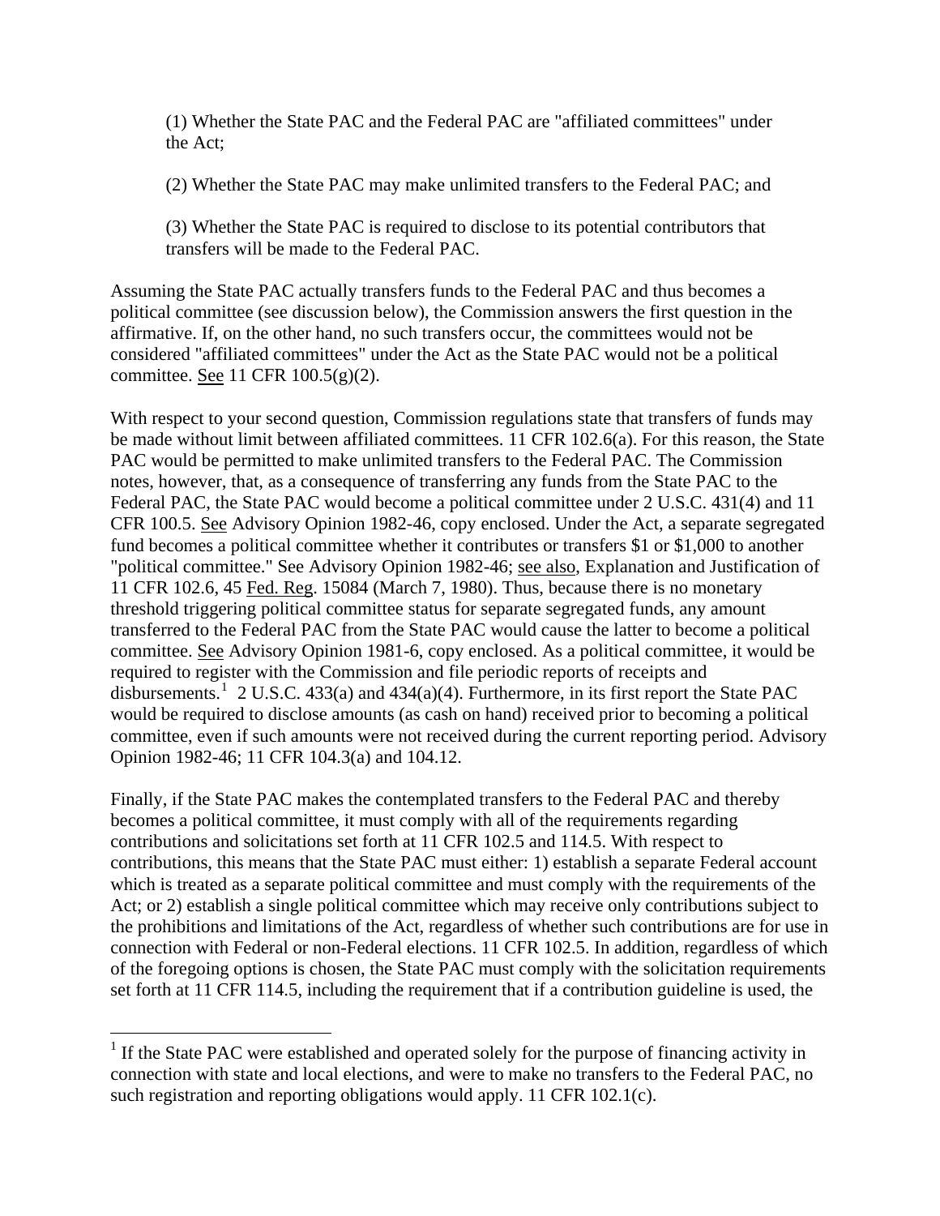(1) Whether the State PAC and the Federal PAC are "affiliated committees" under the Act;

(2) Whether the State PAC may make unlimited transfers to the Federal PAC; and

(3) Whether the State PAC is required to disclose to its potential contributors that transfers will be made to the Federal PAC.

Assuming the State PAC actually transfers funds to the Federal PAC and thus becomes a political committee (see discussion below), the Commission answers the first question in the affirmative. If, on the other hand, no such transfers occur, the committees would not be considered "affiliated committees" under the Act as the State PAC would not be a political committee. See 11 CFR 100.5(g)(2).

With respect to your second question, Commission regulations state that transfers of funds may be made without limit between affiliated committees. 11 CFR 102.6(a). For this reason, the State PAC would be permitted to make unlimited transfers to the Federal PAC. The Commission notes, however, that, as a consequence of transferring any funds from the State PAC to the Federal PAC, the State PAC would become a political committee under 2 U.S.C. 431(4) and 11 CFR 100.5. See Advisory Opinion 1982-46, copy enclosed. Under the Act, a separate segregated fund becomes a political committee whether it contributes or transfers $1 or $1,000 to another "political committee." See Advisory Opinion 1982-46; see also, Explanation and Justification of 11 CFR 102.6, 45 Fed. Reg. 15084 (March 7, 1980). Thus, because there is no monetary threshold triggering political committee status for separate segregated funds, any amount transferred to the Federal PAC from the State PAC would cause the latter to become a political committee. See Advisory Opinion 1981-6, copy enclosed. As a political committee, it would be required to register with the Commission and file periodic reports of receipts and disbursements.[1] 2 U.S.C. 433(a) and 434(a)(4). Furthermore, in its first report the State PAC would be required to disclose amounts (as cash on hand) received prior to becoming a political committee, even if such amounts were not received during the current reporting period. Advisory Opinion 1982-46; 11 CFR 104.3(a) and 104.12.

Finally, if the State PAC makes the contemplated transfers to the Federal PAC and thereby becomes a political committee, it must comply with all of the requirements regarding contributions and solicitations set forth at 11 CFR 102.5 and 114.5. With respect to contributions, this means that the State PAC must either: 1) establish a separate Federal account which is treated as a separate political committee and must comply with the requirements of the Act; or 2) establish a single political committee which may receive only contributions subject to the prohibitions and limitations of the Act, regardless of whether such contributions are for use in connection with Federal or non-Federal elections. 11 CFR 102.5. In addition, regardless of which of the foregoing options is chosen, the State PAC must comply with the solicitation requirements set forth at 11 CFR 114.5, including the requirement that if a contribution guideline is used, the

[1] If the State PAC were established and operated solely for the purpose of financing activity in connection with state and local elections, and were to make no transfers to the Federal PAC, no such registration and reporting obligations would apply. 11 CFR 102.1(c).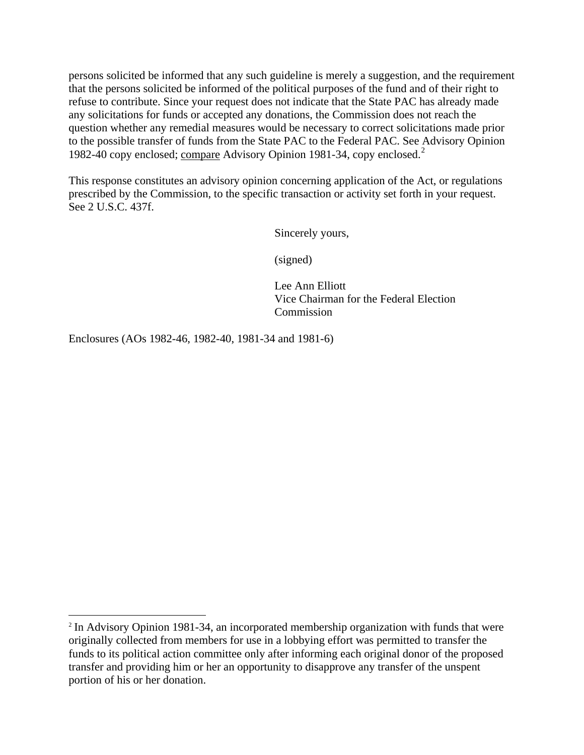persons solicited be informed that any such guideline is merely a suggestion, and the requirement that the persons solicited be informed of the political purposes of the fund and of their right to refuse to contribute. Since your request does not indicate that the State PAC has already made any solicitations for funds or accepted any donations, the Commission does not reach the question whether any remedial measures would be necessary to correct solicitations made prior to the possible transfer of funds from the State PAC to the Federal PAC. See Advisory Opinion 1982-40 copy enclosed; compare Advisory Opinion 1981-34, copy enclosed.[2]

This response constitutes an advisory opinion concerning application of the Act, or regulations prescribed by the Commission, to the specific transaction or activity set forth in your request. See 2 U.S.C. 437f.

Sincerely yours,

(signed)

Lee Ann Elliott
Vice Chairman for the Federal Election Commission

Enclosures (AOs 1982-46, 1982-40, 1981-34 and 1981-6)

---

[2] In Advisory Opinion 1981-34, an incorporated membership organization with funds that were originally collected from members for use in a lobbying effort was permitted to transfer the funds to its political action committee only after informing each original donor of the proposed transfer and providing him or her an opportunity to disapprove any transfer of the unspent portion of his or her donation.